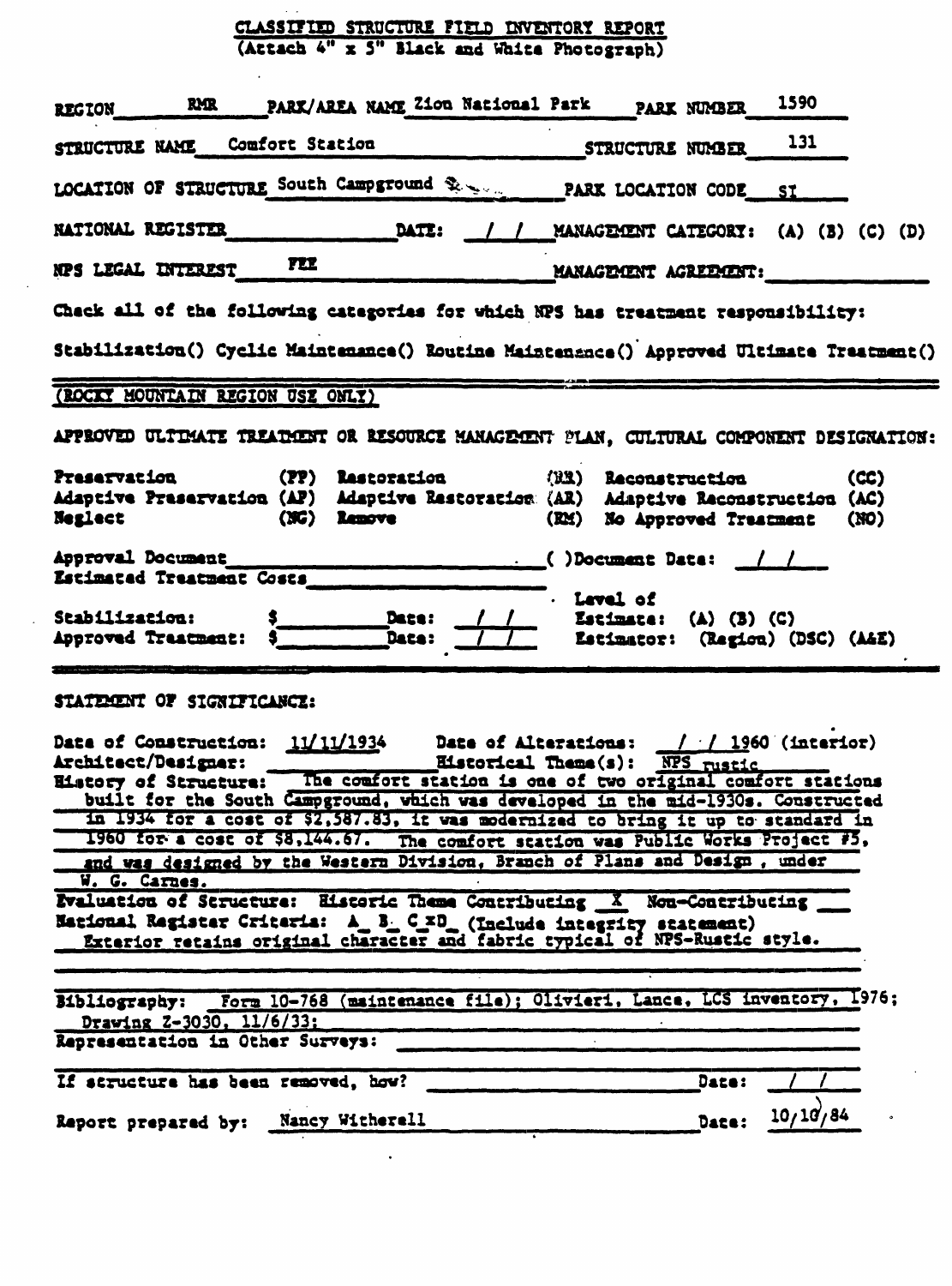# CLASSIFIED STRUCTURE FIELD INVENTORY REPORT

(Attach 4" x 5" Black and White Photograph)

REGION RMR PARK/AREA NAME Zion National Park PARK NUMBER 1590

STRUCTURE NAME Comfort Station STRUCTURE NUMBER 131

LOCATION OF STRUCTURE South Campground PARK LOCATION CODE SI

NATIONAL REGISTER DATE: / / MANAGEMENT CATEGORY: (A) (B) (C) (D)

NPS LEGAL INTEREST FEE MANAGEMENT AGREEMENT:

Check all of the following categories for which NPS has treatment responsibility:

Stabilization() Cyclic Maintenance() Routine Maintenance() Approved Ultimate Treatment()

(ROCKY MOUNTAIN REGION USE ONLY)

APPROVED ULTIMATE TREATMENT OR RESOURCE MANAGEMENT PLAN, CULTURAL COMPONENT DESIGNATION:

| | | | | | |
|---|---|---|---|---|---|
| Preservation | (PP) | Restoration | (RR) | Reconstruction | (CC) |
| Adaptive Preservation | (AP) | Adaptive Restoration | (AR) | Adaptive Reconstruction | (AC) |
| Neglect | (NG) | Remove | (RM) | No Approved Treatment | (NO) |

Approval Document ( )Document Date: / /

Estimated Treatment Costs

Stabilization: $ Date: / / Level of Estimate: (A) (B) (C)

Approved Treatment: $ Date: / / Estimator: (Region) (DSC) (A&E)

STATEMENT OF SIGNIFICANCE:

Date of Construction: 11/11/1934 Date of Alterations: / / 1960 (interior)

Architect/Designer: Historical Theme(s): NPS rustic

History of Structure: The comfort station is one of two original comfort stations built for the South Campground, which was developed in the mid-1930s. Constructed in 1934 for a cost of $2,587.83, it was modernized to bring it up to standard in 1960 for a cost of $8,144.67. The comfort station was Public Works Project #5, and was designed by the Western Division, Branch of Plans and Design, under W. G. Carnes.

Evaluation of Structure: Historic Theme Contributing X Non-Contributing ___

National Register Criteria: A_ B_ C_x D_ (Include integrity statement)

Exterior retains original character and fabric typical of NPS-Rustic style.

Bibliography: Form 10-768 (maintenance file); Olivieri, Lance, LCS inventory, 1976; Drawing Z-3030, 11/6/33;

Representation in Other Surveys:

If structure has been removed, how? Date: / /

Report prepared by: Nancy Witherell Date: 10/10/84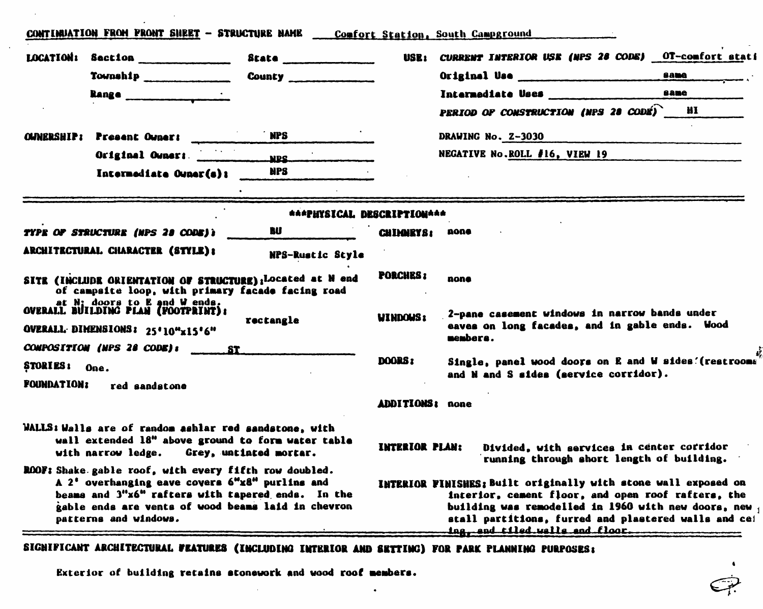**CONTINUATION FROM FRONT SHEET - STRUCTURE NAME** Comfort Station, South Campground

**LOCATION:** Section ______ State ______
Township ______ County ______
Range ______

**USE:** *CURRENT INTERIOR USE (NPS 28 CODE)* OT-comfort stati
Original Use same
Intermediate Uses same
*PERIOD OF CONSTRUCTION (NPS 28 CODE)* HI

**OWNERSHIP:** Present Owner: NPS
Original Owner: NPS
Intermediate Owner(s): NPS

DRAWING No. Z-3030
NEGATIVE No. ROLL #16, VIEW 19

## \*\*\*PHYSICAL DESCRIPTION\*\*\*

*TYPE OF STRUCTURE (NPS 28 CODE):* BU

**ARCHITECTURAL CHARACTER (STYLE):** NPS-Rustic Style

**SITE (INCLUDE ORIENTATION OF STRUCTURE):** Located at N end of campsite loop, with primary facade facing road at N; doors to E and W ends.

**OVERALL BUILDING PLAN (FOOTPRINT):** rectangle

**OVERALL DIMENSIONS:** 25'10"x15'6"

*COMPOSITION (NPS 28 CODE):* ST

**STORIES:** One.

**FOUNDATION:** red sandstone

**WALLS:** Walls are of random ashlar red sandstone, with wall extended 18" above ground to form water table with narrow ledge. Grey, untinted mortar.

**ROOF:** Shake gable roof, with every fifth row doubled. A 2' overhanging eave covers 6"x8" purlins and beams and 3"x6" rafters with tapered ends. In the gable ends are vents of wood beams laid in chevron patterns and windows.

**CHIMNEYS:** none

**PORCHES:** none

**WINDOWS:** 2-pane casement windows in narrow bands under eaves on long facades, and in gable ends. Wood members.

**DOORS:** Single, panel wood doors on E and W sides (restrooms and N and S sides (service corridor).

**ADDITIONS:** none

**INTERIOR PLAN:** Divided, with services in center corridor running through short length of building.

**INTERIOR FINISHES:** Built originally with stone wall exposed on interior, cement floor, and open roof rafters, the building was remodelled in 1960 with new doors, new stall partitions, furred and plastered walls and ceiling, and tiled walls and floor.

**SIGNIFICANT ARCHITECTURAL FEATURES (INCLUDING INTERIOR AND SETTING) FOR PARK PLANNING PURPOSES:**

Exterior of building retains stonework and wood roof members.